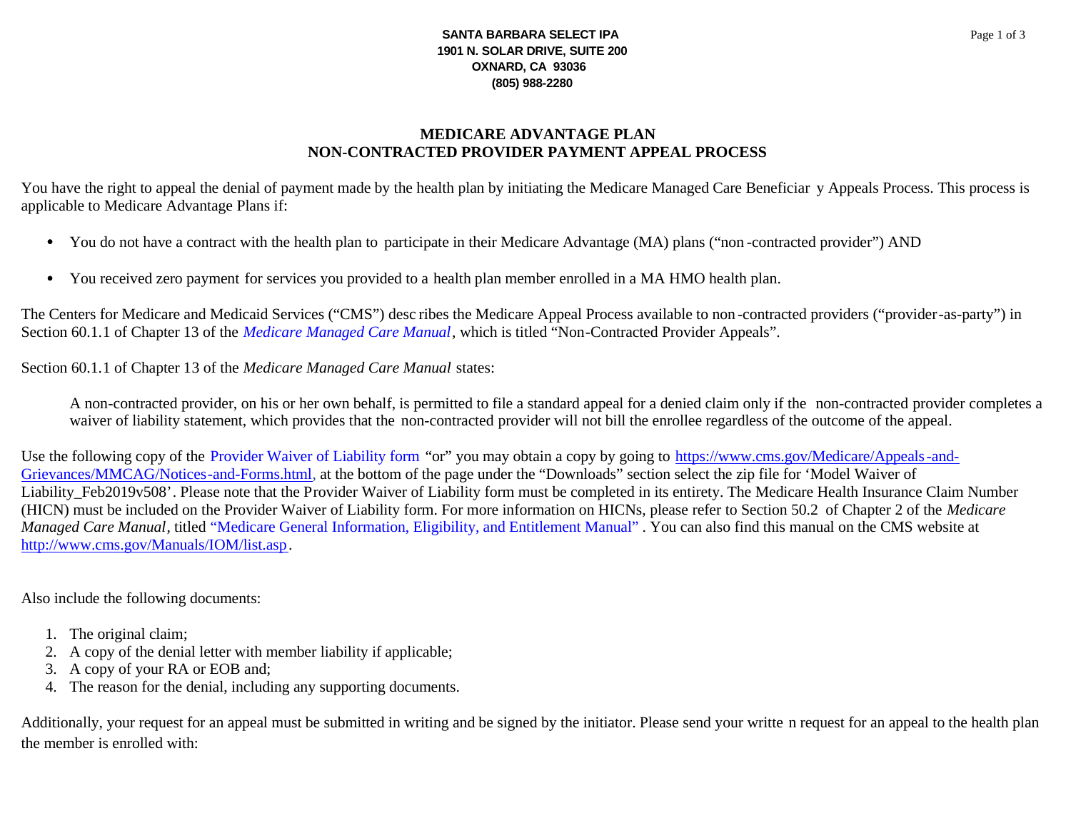**SANTA BARBARA SELECT IPA**
**1901 N. SOLAR DRIVE, SUITE 200**
**OXNARD, CA 93036**
**(805) 988-2280**

# MEDICARE ADVANTAGE PLAN
# NON-CONTRACTED PROVIDER PAYMENT APPEAL PROCESS

You have the right to appeal the denial of payment made by the health plan by initiating the Medicare Managed Care Beneficiary Appeals Process. This process is applicable to Medicare Advantage Plans if:

- You do not have a contract with the health plan to participate in their Medicare Advantage (MA) plans ("non-contracted provider") AND
- You received zero payment for services you provided to a health plan member enrolled in a MA HMO health plan.

The Centers for Medicare and Medicaid Services ("CMS") describes the Medicare Appeal Process available to non-contracted providers ("provider-as-party") in Section 60.1.1 of Chapter 13 of the *Medicare Managed Care Manual*, which is titled "Non-Contracted Provider Appeals".

Section 60.1.1 of Chapter 13 of the *Medicare Managed Care Manual* states:

> A non-contracted provider, on his or her own behalf, is permitted to file a standard appeal for a denied claim only if the non-contracted provider completes a waiver of liability statement, which provides that the non-contracted provider will not bill the enrollee regardless of the outcome of the appeal.

Use the following copy of the Provider Waiver of Liability form "or" you may obtain a copy by going to https://www.cms.gov/Medicare/Appeals-and-Grievances/MMCAG/Notices-and-Forms.html, at the bottom of the page under the "Downloads" section select the zip file for 'Model Waiver of Liability_Feb2019v508'. Please note that the Provider Waiver of Liability form must be completed in its entirety. The Medicare Health Insurance Claim Number (HICN) must be included on the Provider Waiver of Liability form. For more information on HICNs, please refer to Section 50.2 of Chapter 2 of the *Medicare Managed Care Manual*, titled "Medicare General Information, Eligibility, and Entitlement Manual" . You can also find this manual on the CMS website at http://www.cms.gov/Manuals/IOM/list.asp.

Also include the following documents:

1. The original claim;
2. A copy of the denial letter with member liability if applicable;
3. A copy of your RA or EOB and;
4. The reason for the denial, including any supporting documents.

Additionally, your request for an appeal must be submitted in writing and be signed by the initiator. Please send your written request for an appeal to the health plan the member is enrolled with: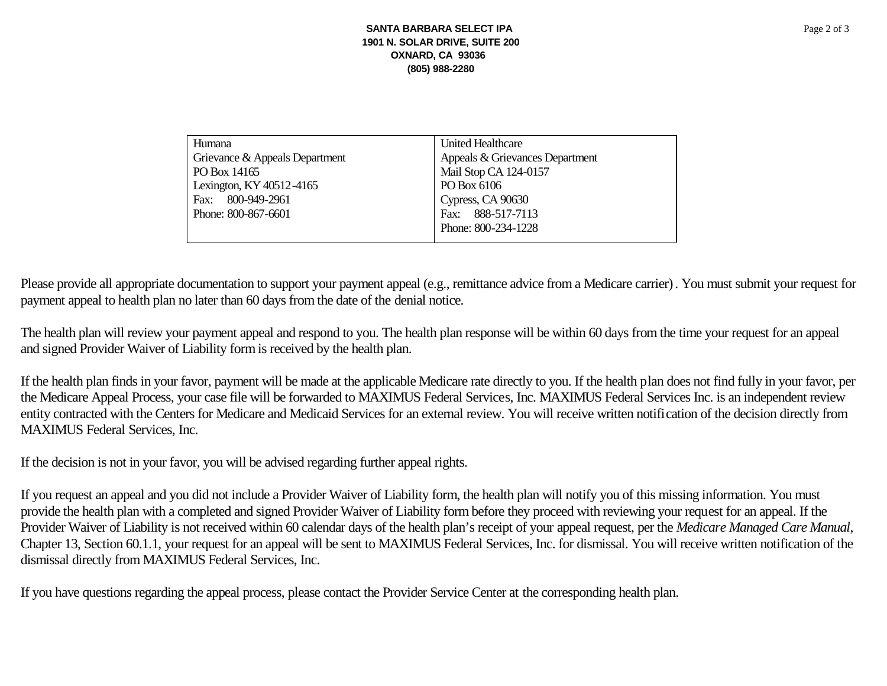| Humana | United Healthcare |
|---|---|
| Grievance & Appeals Department | Appeals & Grievances Department |
| PO Box 14165 | Mail Stop CA 124-0157 |
| Lexington, KY 40512-4165 | PO Box 6106 |
| Fax: 800-949-2961 | Cypress, CA 90630 |
| Phone: 800-867-6601 | Fax: 888-517-7113 |
| | Phone: 800-234-1228 |

Please provide all appropriate documentation to support your payment appeal (e.g., remittance advice from a Medicare carrier). You must submit your request for payment appeal to health plan no later than 60 days from the date of the denial notice.

The health plan will review your payment appeal and respond to you. The health plan response will be within 60 days from the time your request for an appeal and signed Provider Waiver of Liability form is received by the health plan.

If the health plan finds in your favor, payment will be made at the applicable Medicare rate directly to you. If the health plan does not find fully in your favor, per the Medicare Appeal Process, your case file will be forwarded to MAXIMUS Federal Services, Inc. MAXIMUS Federal Services Inc. is an independent review entity contracted with the Centers for Medicare and Medicaid Services for an external review. You will receive written notification of the decision directly from MAXIMUS Federal Services, Inc.

If the decision is not in your favor, you will be advised regarding further appeal rights.

If you request an appeal and you did not include a Provider Waiver of Liability form, the health plan will notify you of this missing information. You must provide the health plan with a completed and signed Provider Waiver of Liability form before they proceed with reviewing your request for an appeal. If the Provider Waiver of Liability is not received within 60 calendar days of the health plan's receipt of your appeal request, per the *Medicare Managed Care Manual*, Chapter 13, Section 60.1.1, your request for an appeal will be sent to MAXIMUS Federal Services, Inc. for dismissal. You will receive written notification of the dismissal directly from MAXIMUS Federal Services, Inc.

If you have questions regarding the appeal process, please contact the Provider Service Center at the corresponding health plan.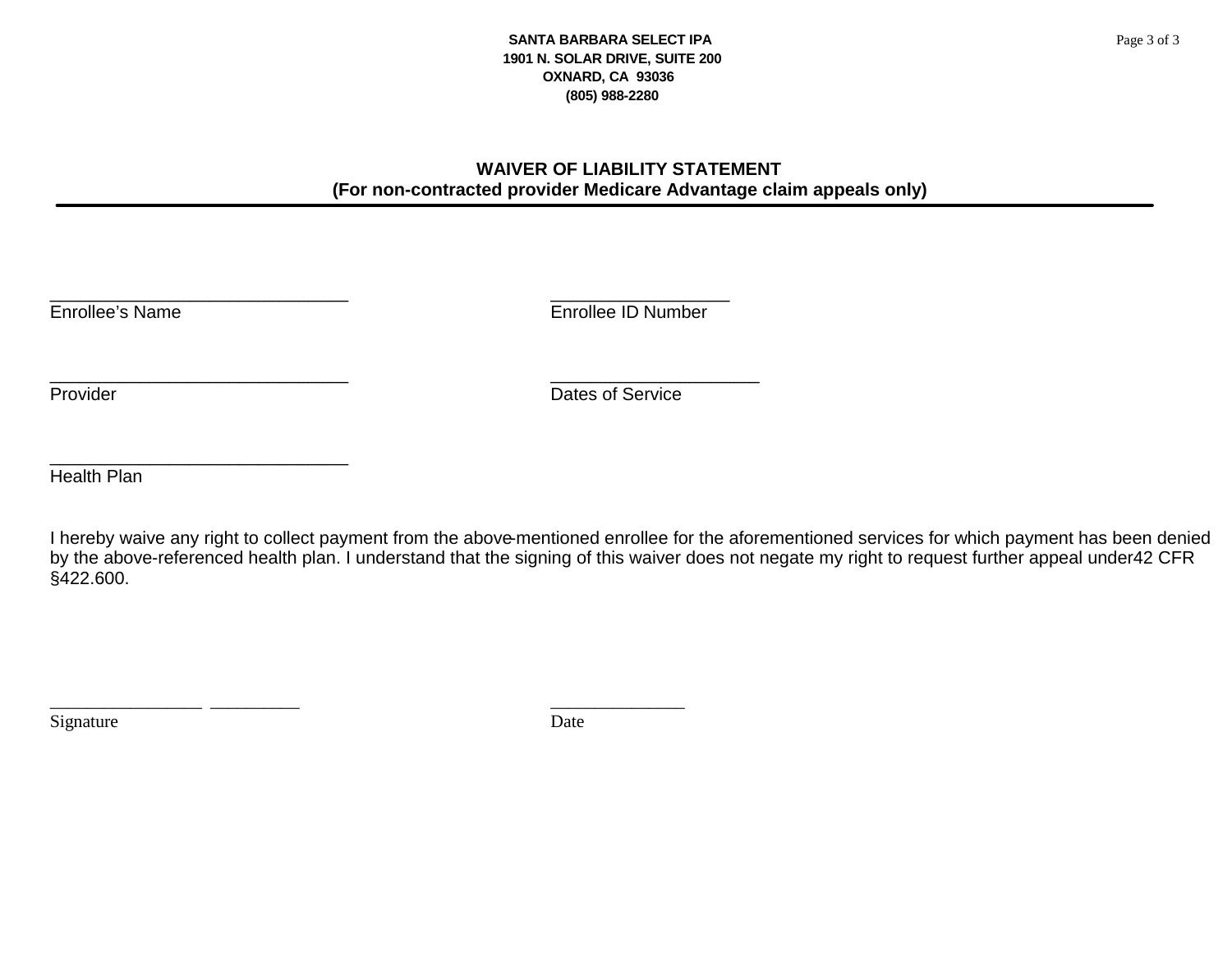**SANTA BARBARA SELECT IPA**
**1901 N. SOLAR DRIVE, SUITE 200**
**OXNARD, CA 93036**
**(805) 988-2280**

## WAIVER OF LIABILITY STATEMENT
### (For non-contracted provider Medicare Advantage claim appeals only)

______________________________ Enrollee's Name

__________________ Enrollee ID Number

______________________________ Provider

_____________________ Dates of Service

______________________________ Health Plan

I hereby waive any right to collect payment from the above-mentioned enrollee for the aforementioned services for which payment has been denied by the above-referenced health plan. I understand that the signing of this waiver does not negate my right to request further appeal under42 CFR §422.600.

________________ _________ Signature

______________ Date